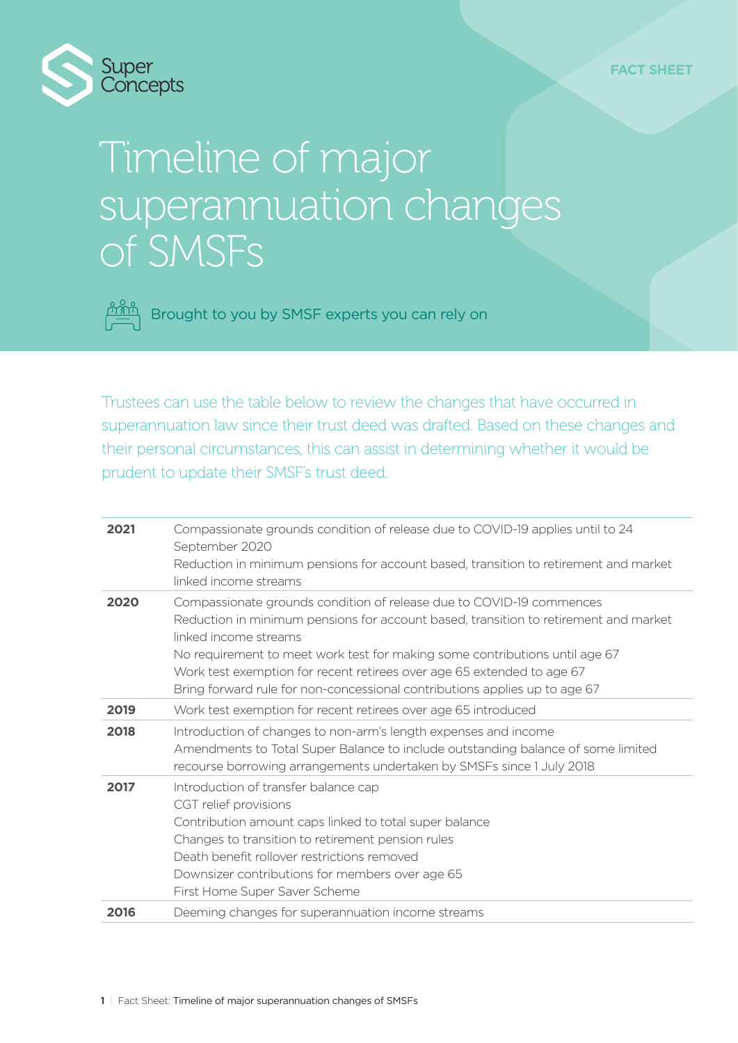Super Concepts

FACT SHEET

# Timeline of major superannuation changes of SMSFs

Brought to you by SMSF experts you can rely on

Trustees can use the table below to review the changes that have occurred in superannuation law since their trust deed was drafted. Based on these changes and their personal circumstances, this can assist in determining whether it would be prudent to update their SMSF's trust deed.

| Year | Changes |
|---|---|
| **2021** | Compassionate grounds condition of release due to COVID-19 applies until to 24 September 2020<br>Reduction in minimum pensions for account based, transition to retirement and market linked income streams |
| **2020** | Compassionate grounds condition of release due to COVID-19 commences<br>Reduction in minimum pensions for account based, transition to retirement and market linked income streams<br>No requirement to meet work test for making some contributions until age 67<br>Work test exemption for recent retirees over age 65 extended to age 67<br>Bring forward rule for non-concessional contributions applies up to age 67 |
| **2019** | Work test exemption for recent retirees over age 65 introduced |
| **2018** | Introduction of changes to non-arm's length expenses and income<br>Amendments to Total Super Balance to include outstanding balance of some limited recourse borrowing arrangements undertaken by SMSFs since 1 July 2018 |
| **2017** | Introduction of transfer balance cap<br>CGT relief provisions<br>Contribution amount caps linked to total super balance<br>Changes to transition to retirement pension rules<br>Death benefit rollover restrictions removed<br>Downsizer contributions for members over age 65<br>First Home Super Saver Scheme |
| **2016** | Deeming changes for superannuation income streams |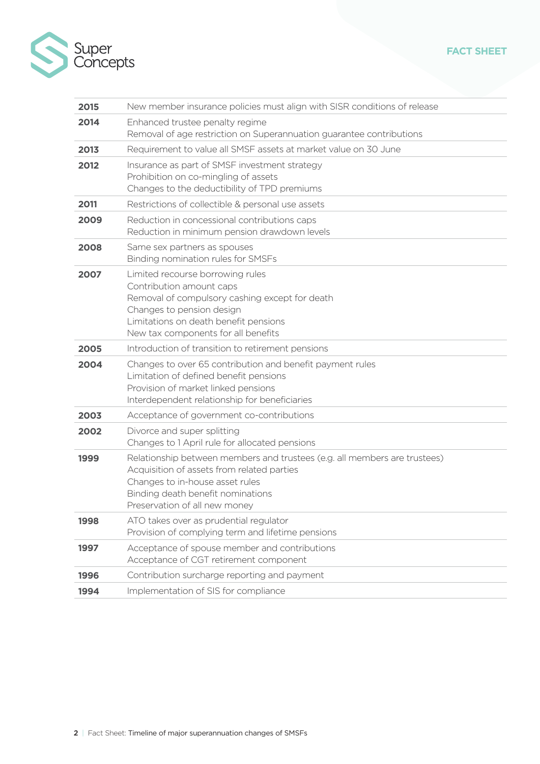| | |
|---|---|
| **2015** | New member insurance policies must align with SISR conditions of release |
| **2014** | Enhanced trustee penalty regime<br>Removal of age restriction on Superannuation guarantee contributions |
| **2013** | Requirement to value all SMSF assets at market value on 30 June |
| **2012** | Insurance as part of SMSF investment strategy<br>Prohibition on co-mingling of assets<br>Changes to the deductibility of TPD premiums |
| **2011** | Restrictions of collectible & personal use assets |
| **2009** | Reduction in concessional contributions caps<br>Reduction in minimum pension drawdown levels |
| **2008** | Same sex partners as spouses<br>Binding nomination rules for SMSFs |
| **2007** | Limited recourse borrowing rules<br>Contribution amount caps<br>Removal of compulsory cashing except for death<br>Changes to pension design<br>Limitations on death benefit pensions<br>New tax components for all benefits |
| **2005** | Introduction of transition to retirement pensions |
| **2004** | Changes to over 65 contribution and benefit payment rules<br>Limitation of defined benefit pensions<br>Provision of market linked pensions<br>Interdependent relationship for beneficiaries |
| **2003** | Acceptance of government co-contributions |
| **2002** | Divorce and super splitting<br>Changes to 1 April rule for allocated pensions |
| **1999** | Relationship between members and trustees (e.g. all members are trustees)<br>Acquisition of assets from related parties<br>Changes to in-house asset rules<br>Binding death benefit nominations<br>Preservation of all new money |
| **1998** | ATO takes over as prudential regulator<br>Provision of complying term and lifetime pensions |
| **1997** | Acceptance of spouse member and contributions<br>Acceptance of CGT retirement component |
| **1996** | Contribution surcharge reporting and payment |
| **1994** | Implementation of SIS for compliance |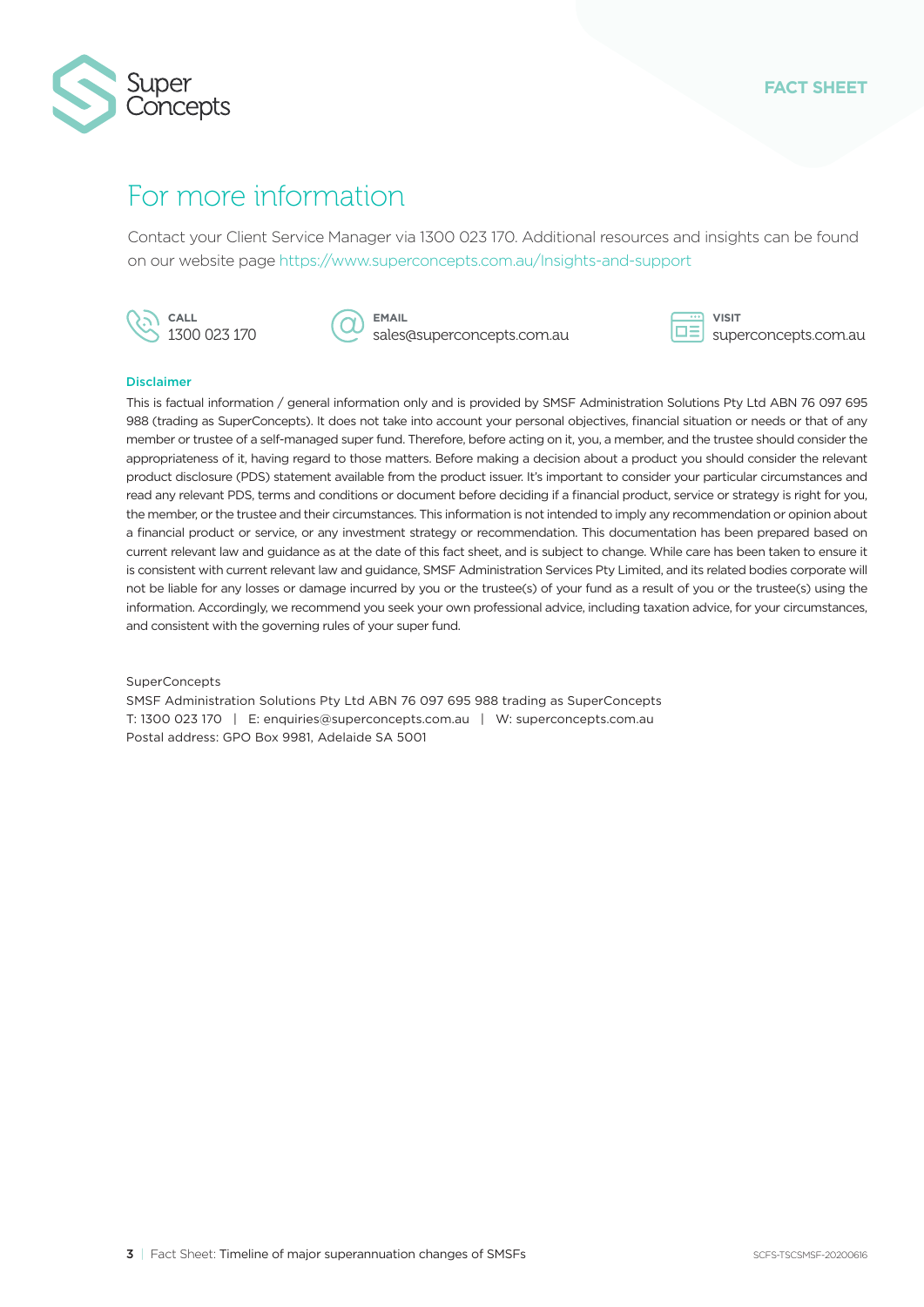FACT SHEET

# For more information

Contact your Client Service Manager via 1300 023 170. Additional resources and insights can be found on our website page https://www.superconcepts.com.au/Insights-and-support

**CALL**
1300 023 170

**EMAIL**
sales@superconcepts.com.au

**VISIT**
superconcepts.com.au

### Disclaimer

This is factual information / general information only and is provided by SMSF Administration Solutions Pty Ltd ABN 76 097 695 988 (trading as SuperConcepts). It does not take into account your personal objectives, financial situation or needs or that of any member or trustee of a self-managed super fund. Therefore, before acting on it, you, a member, and the trustee should consider the appropriateness of it, having regard to those matters. Before making a decision about a product you should consider the relevant product disclosure (PDS) statement available from the product issuer. It's important to consider your particular circumstances and read any relevant PDS, terms and conditions or document before deciding if a financial product, service or strategy is right for you, the member, or the trustee and their circumstances. This information is not intended to imply any recommendation or opinion about a financial product or service, or any investment strategy or recommendation. This documentation has been prepared based on current relevant law and guidance as at the date of this fact sheet, and is subject to change. While care has been taken to ensure it is consistent with current relevant law and guidance, SMSF Administration Services Pty Limited, and its related bodies corporate will not be liable for any losses or damage incurred by you or the trustee(s) of your fund as a result of you or the trustee(s) using the information. Accordingly, we recommend you seek your own professional advice, including taxation advice, for your circumstances, and consistent with the governing rules of your super fund.

SuperConcepts
SMSF Administration Solutions Pty Ltd ABN 76 097 695 988 trading as SuperConcepts
T: 1300 023 170 | E: enquiries@superconcepts.com.au | W: superconcepts.com.au
Postal address: GPO Box 9981, Adelaide SA 5001

SCFS-TSCSMSF-20200616